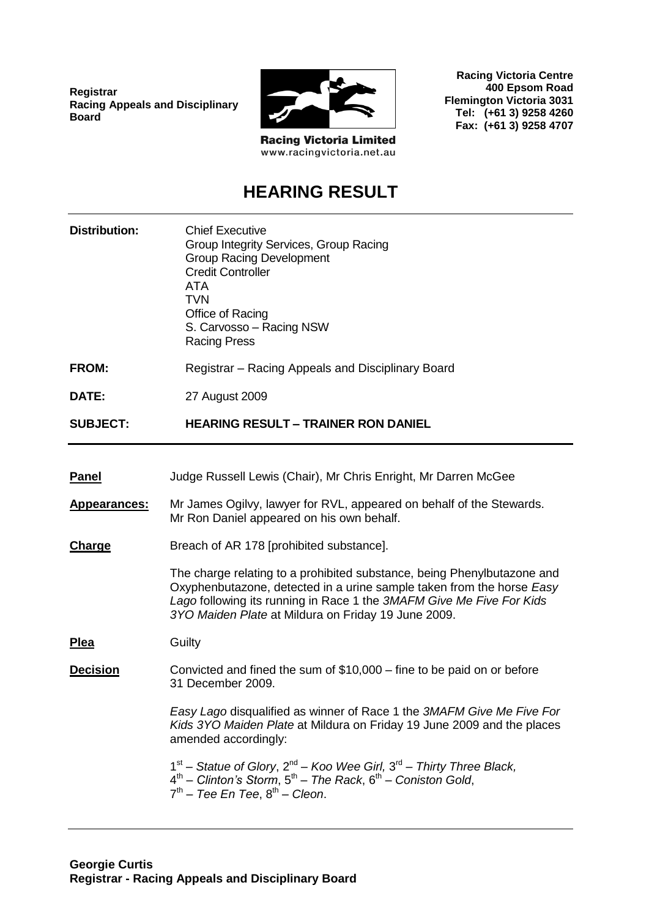**Registrar**
**Racing Appeals and Disciplinary Board**

**Racing Victoria Limited**
www.racingvictoria.net.au

**Racing Victoria Centre**
**400 Epsom Road**
**Flemington Victoria 3031**
**Tel: (+61 3) 9258 4260**
**Fax: (+61 3) 9258 4707**

# HEARING RESULT

**Distribution:** Chief Executive
Group Integrity Services, Group Racing
Group Racing Development
Credit Controller
ATA
TVN
Office of Racing
S. Carvosso – Racing NSW
Racing Press

**FROM:** Registrar – Racing Appeals and Disciplinary Board

**DATE:** 27 August 2009

**SUBJECT:** **HEARING RESULT – TRAINER RON DANIEL**

---

**Panel** Judge Russell Lewis (Chair), Mr Chris Enright, Mr Darren McGee

**Appearances:** Mr James Ogilvy, lawyer for RVL, appeared on behalf of the Stewards.
Mr Ron Daniel appeared on his own behalf.

**Charge** Breach of AR 178 [prohibited substance].

The charge relating to a prohibited substance, being Phenylbutazone and Oxyphenbutazone, detected in a urine sample taken from the horse *Easy Lago* following its running in Race 1 the *3MAFM Give Me Five For Kids 3YO Maiden Plate* at Mildura on Friday 19 June 2009.

**Plea** Guilty

**Decision** Convicted and fined the sum of $10,000 – fine to be paid on or before 31 December 2009.

*Easy Lago* disqualified as winner of Race 1 the *3MAFM Give Me Five For Kids 3YO Maiden Plate* at Mildura on Friday 19 June 2009 and the places amended accordingly:

1st – *Statue of Glory*, 2nd – *Koo Wee Girl,* 3rd – *Thirty Three Black,*
4th – *Clinton's Storm*, 5th – *The Rack*, 6th – *Coniston Gold*,
7th – *Tee En Tee*, 8th – *Cleon*.

---

**Georgie Curtis**
**Registrar - Racing Appeals and Disciplinary Board**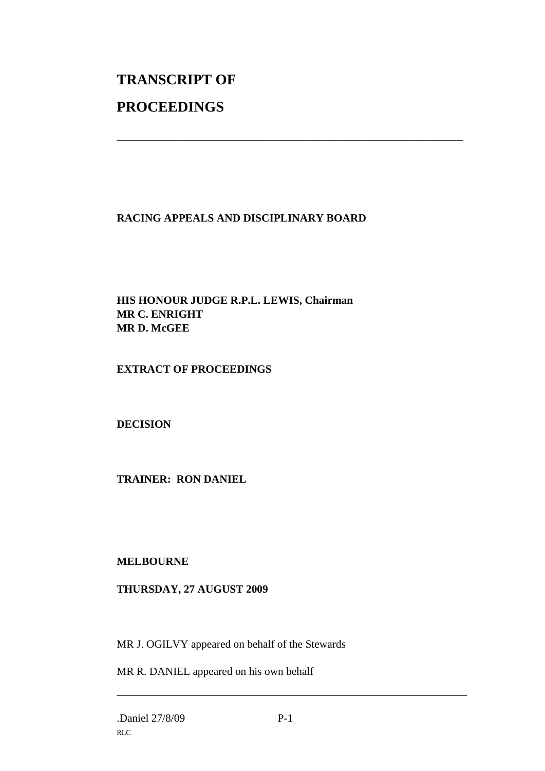# TRANSCRIPT OF PROCEEDINGS

---

**RACING APPEALS AND DISCIPLINARY BOARD**

**HIS HONOUR JUDGE R.P.L. LEWIS, Chairman**
**MR C. ENRIGHT**
**MR D. McGEE**

**EXTRACT OF PROCEEDINGS**

**DECISION**

**TRAINER: RON DANIEL**

**MELBOURNE**

**THURSDAY, 27 AUGUST 2009**

MR J. OGILVY appeared on behalf of the Stewards

MR R. DANIEL appeared on his own behalf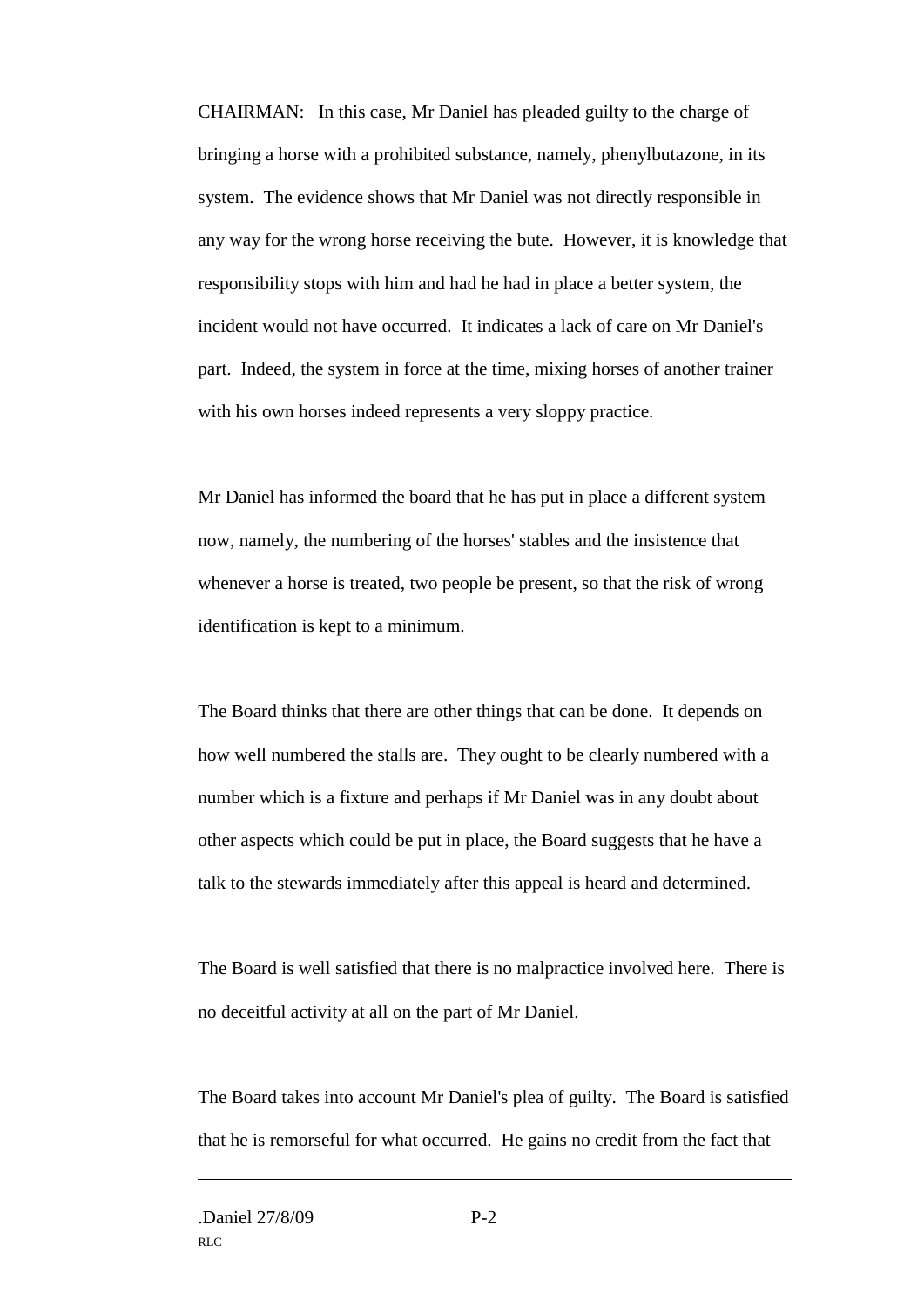CHAIRMAN: In this case, Mr Daniel has pleaded guilty to the charge of bringing a horse with a prohibited substance, namely, phenylbutazone, in its system. The evidence shows that Mr Daniel was not directly responsible in any way for the wrong horse receiving the bute. However, it is knowledge that responsibility stops with him and had he had in place a better system, the incident would not have occurred. It indicates a lack of care on Mr Daniel's part. Indeed, the system in force at the time, mixing horses of another trainer with his own horses indeed represents a very sloppy practice.

Mr Daniel has informed the board that he has put in place a different system now, namely, the numbering of the horses' stables and the insistence that whenever a horse is treated, two people be present, so that the risk of wrong identification is kept to a minimum.

The Board thinks that there are other things that can be done. It depends on how well numbered the stalls are. They ought to be clearly numbered with a number which is a fixture and perhaps if Mr Daniel was in any doubt about other aspects which could be put in place, the Board suggests that he have a talk to the stewards immediately after this appeal is heard and determined.

The Board is well satisfied that there is no malpractice involved here. There is no deceitful activity at all on the part of Mr Daniel.

The Board takes into account Mr Daniel's plea of guilty. The Board is satisfied that he is remorseful for what occurred. He gains no credit from the fact that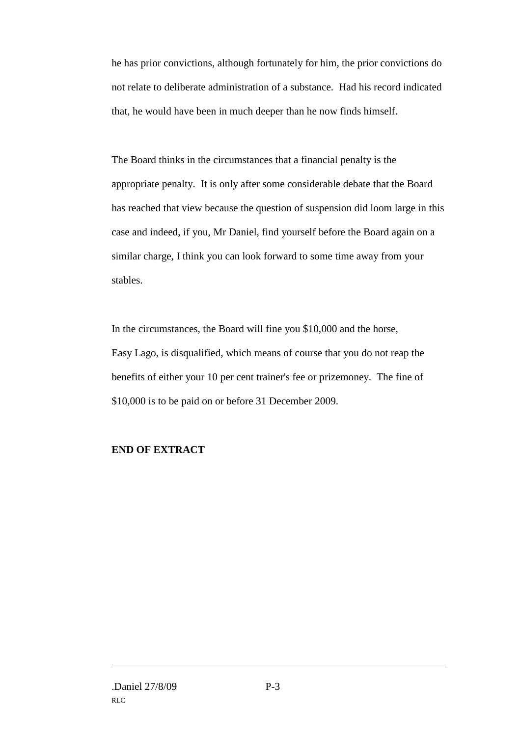he has prior convictions, although fortunately for him, the prior convictions do not relate to deliberate administration of a substance. Had his record indicated that, he would have been in much deeper than he now finds himself.

The Board thinks in the circumstances that a financial penalty is the appropriate penalty. It is only after some considerable debate that the Board has reached that view because the question of suspension did loom large in this case and indeed, if you, Mr Daniel, find yourself before the Board again on a similar charge, I think you can look forward to some time away from your stables.

In the circumstances, the Board will fine you $10,000 and the horse, Easy Lago, is disqualified, which means of course that you do not reap the benefits of either your 10 per cent trainer's fee or prizemoney. The fine of $10,000 is to be paid on or before 31 December 2009.

**END OF EXTRACT**